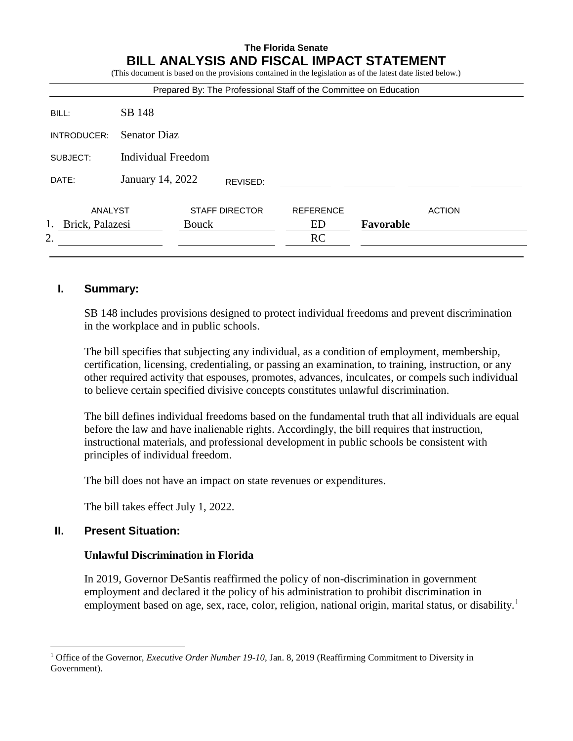**The Florida Senate**

# BILL ANALYSIS AND FISCAL IMPACT STATEMENT

(This document is based on the provisions contained in the legislation as of the latest date listed below.)

Prepared By: The Professional Staff of the Committee on Education

| | |
|---|---|
| BILL: | SB 148 |
| INTRODUCER: | Senator Diaz |
| SUBJECT: | Individual Freedom |
| DATE: | January 14, 2022 REVISED: |

| | ANALYST | STAFF DIRECTOR | REFERENCE | ACTION |
|---|---|---|---|---|
| 1. | Brick, Palazesi | Bouck | ED | **Favorable** |
| 2. | | | RC | |

## I. Summary:

SB 148 includes provisions designed to protect individual freedoms and prevent discrimination in the workplace and in public schools.

The bill specifies that subjecting any individual, as a condition of employment, membership, certification, licensing, credentialing, or passing an examination, to training, instruction, or any other required activity that espouses, promotes, advances, inculcates, or compels such individual to believe certain specified divisive concepts constitutes unlawful discrimination.

The bill defines individual freedoms based on the fundamental truth that all individuals are equal before the law and have inalienable rights. Accordingly, the bill requires that instruction, instructional materials, and professional development in public schools be consistent with principles of individual freedom.

The bill does not have an impact on state revenues or expenditures.

The bill takes effect July 1, 2022.

## II. Present Situation:

### Unlawful Discrimination in Florida

In 2019, Governor DeSantis reaffirmed the policy of non-discrimination in government employment and declared it the policy of his administration to prohibit discrimination in employment based on age, sex, race, color, religion, national origin, marital status, or disability.[1]

---

[1] Office of the Governor, *Executive Order Number 19-10*, Jan. 8, 2019 (Reaffirming Commitment to Diversity in Government).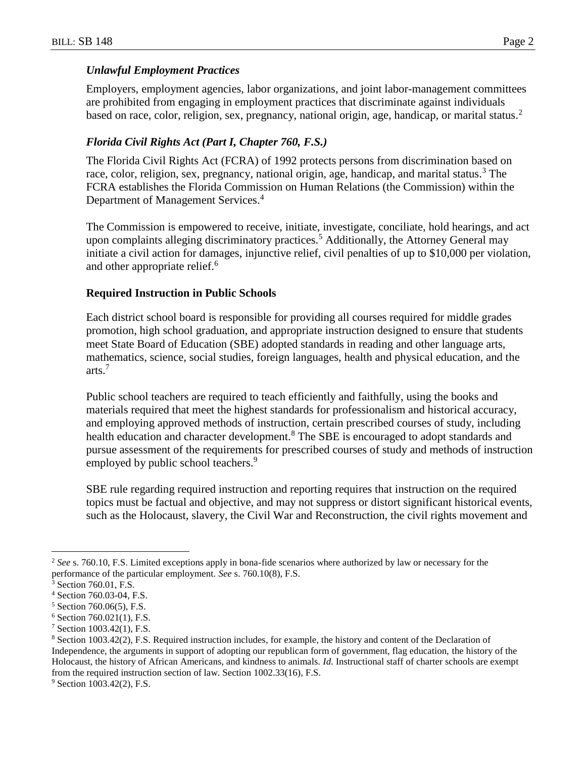### *Unlawful Employment Practices*

Employers, employment agencies, labor organizations, and joint labor-management committees are prohibited from engaging in employment practices that discriminate against individuals based on race, color, religion, sex, pregnancy, national origin, age, handicap, or marital status.[2]

### *Florida Civil Rights Act (Part I, Chapter 760, F.S.)*

The Florida Civil Rights Act (FCRA) of 1992 protects persons from discrimination based on race, color, religion, sex, pregnancy, national origin, age, handicap, and marital status.[3] The FCRA establishes the Florida Commission on Human Relations (the Commission) within the Department of Management Services.[4]

The Commission is empowered to receive, initiate, investigate, conciliate, hold hearings, and act upon complaints alleging discriminatory practices.[5] Additionally, the Attorney General may initiate a civil action for damages, injunctive relief, civil penalties of up to $10,000 per violation, and other appropriate relief.[6]

## **Required Instruction in Public Schools**

Each district school board is responsible for providing all courses required for middle grades promotion, high school graduation, and appropriate instruction designed to ensure that students meet State Board of Education (SBE) adopted standards in reading and other language arts, mathematics, science, social studies, foreign languages, health and physical education, and the arts.[7]

Public school teachers are required to teach efficiently and faithfully, using the books and materials required that meet the highest standards for professionalism and historical accuracy, and employing approved methods of instruction, certain prescribed courses of study, including health education and character development.[8] The SBE is encouraged to adopt standards and pursue assessment of the requirements for prescribed courses of study and methods of instruction employed by public school teachers.[9]

SBE rule regarding required instruction and reporting requires that instruction on the required topics must be factual and objective, and may not suppress or distort significant historical events, such as the Holocaust, slavery, the Civil War and Reconstruction, the civil rights movement and

---

[2] *See* s. 760.10, F.S. Limited exceptions apply in bona-fide scenarios where authorized by law or necessary for the performance of the particular employment. *See* s. 760.10(8), F.S.

[3] Section 760.01, F.S.

[4] Section 760.03-04, F.S.

[5] Section 760.06(5), F.S.

[6] Section 760.021(1), F.S.

[7] Section 1003.42(1), F.S.

[8] Section 1003.42(2), F.S. Required instruction includes, for example, the history and content of the Declaration of Independence, the arguments in support of adopting our republican form of government, flag education, the history of the Holocaust, the history of African Americans, and kindness to animals. *Id.* Instructional staff of charter schools are exempt from the required instruction section of law. Section 1002.33(16), F.S.

[9] Section 1003.42(2), F.S.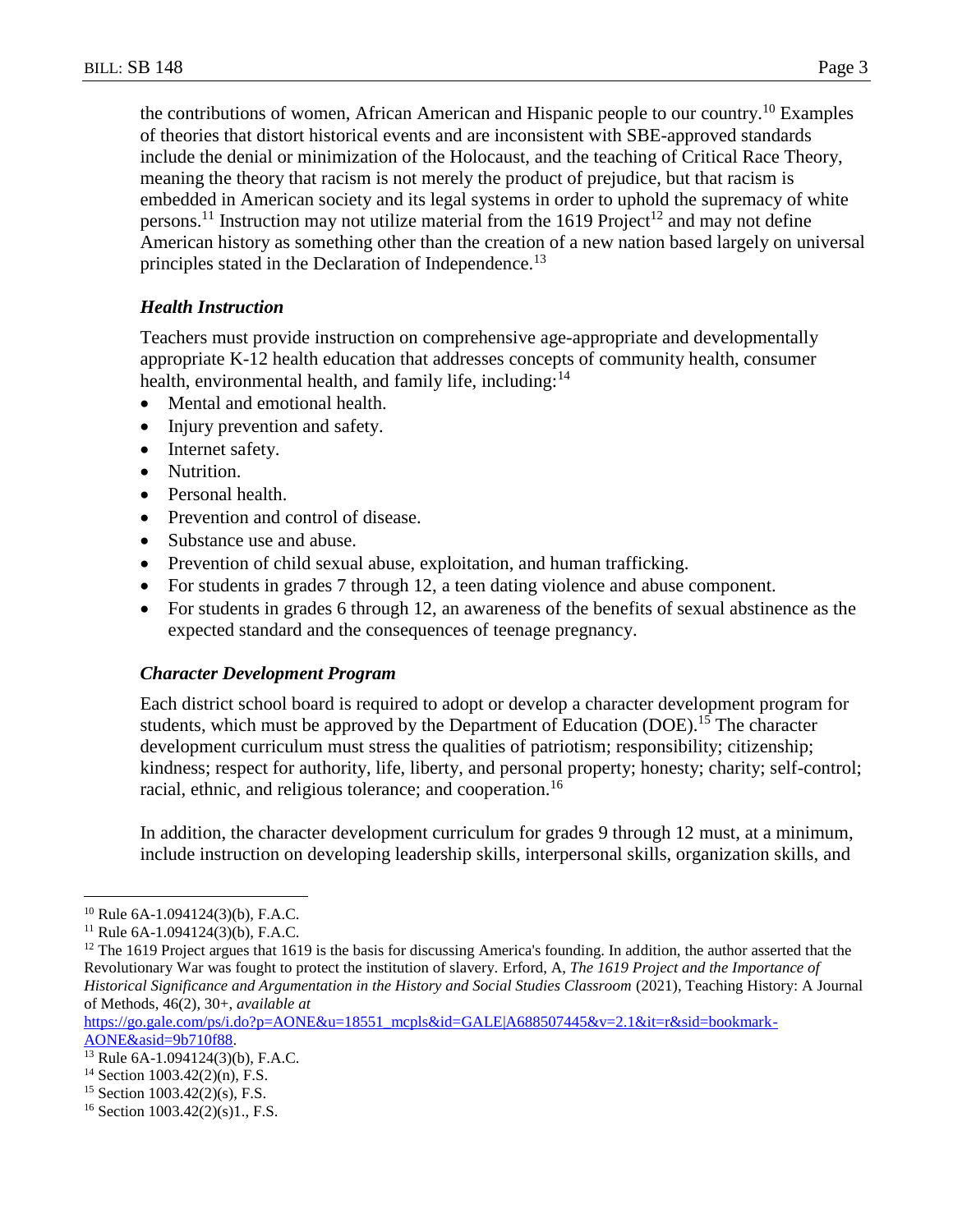the contributions of women, African American and Hispanic people to our country.[10] Examples of theories that distort historical events and are inconsistent with SBE-approved standards include the denial or minimization of the Holocaust, and the teaching of Critical Race Theory, meaning the theory that racism is not merely the product of prejudice, but that racism is embedded in American society and its legal systems in order to uphold the supremacy of white persons.[11] Instruction may not utilize material from the 1619 Project[12] and may not define American history as something other than the creation of a new nation based largely on universal principles stated in the Declaration of Independence.[13]

### *Health Instruction*

Teachers must provide instruction on comprehensive age-appropriate and developmentally appropriate K-12 health education that addresses concepts of community health, consumer health, environmental health, and family life, including:[14]

- Mental and emotional health.
- Injury prevention and safety.
- Internet safety.
- Nutrition.
- Personal health.
- Prevention and control of disease.
- Substance use and abuse.
- Prevention of child sexual abuse, exploitation, and human trafficking.
- For students in grades 7 through 12, a teen dating violence and abuse component.
- For students in grades 6 through 12, an awareness of the benefits of sexual abstinence as the expected standard and the consequences of teenage pregnancy.

### *Character Development Program*

Each district school board is required to adopt or develop a character development program for students, which must be approved by the Department of Education (DOE).[15] The character development curriculum must stress the qualities of patriotism; responsibility; citizenship; kindness; respect for authority, life, liberty, and personal property; honesty; charity; self-control; racial, ethnic, and religious tolerance; and cooperation.[16]

In addition, the character development curriculum for grades 9 through 12 must, at a minimum, include instruction on developing leadership skills, interpersonal skills, organization skills, and

---

[10] Rule 6A-1.094124(3)(b), F.A.C.

[11] Rule 6A-1.094124(3)(b), F.A.C.

[12] The 1619 Project argues that 1619 is the basis for discussing America's founding. In addition, the author asserted that the Revolutionary War was fought to protect the institution of slavery. Erford, A, *The 1619 Project and the Importance of Historical Significance and Argumentation in the History and Social Studies Classroom* (2021), Teaching History: A Journal of Methods, 46(2), 30+, *available at* https://go.gale.com/ps/i.do?p=AONE&u=18551_mcpls&id=GALE|A688507445&v=2.1&it=r&sid=bookmark-AONE&asid=9b710f88.

[13] Rule 6A-1.094124(3)(b), F.A.C.

[14] Section 1003.42(2)(n), F.S.

[15] Section 1003.42(2)(s), F.S.

[16] Section 1003.42(2)(s)1., F.S.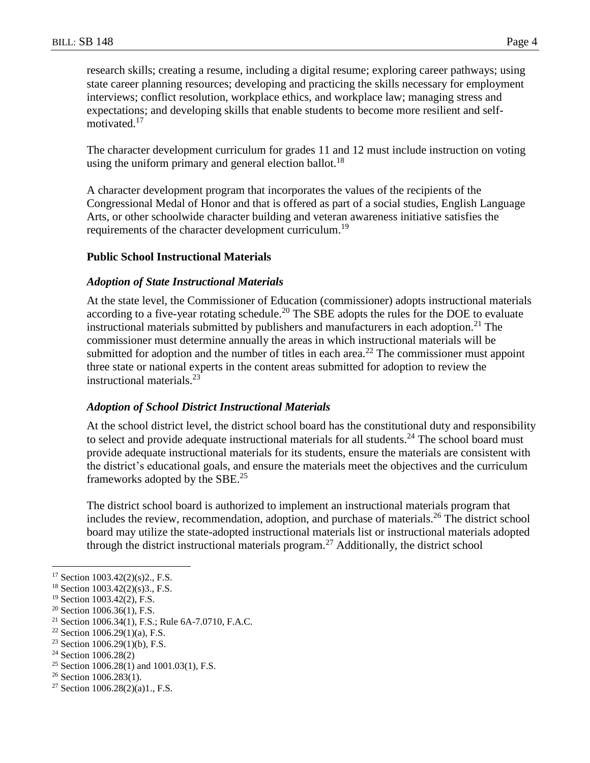research skills; creating a resume, including a digital resume; exploring career pathways; using state career planning resources; developing and practicing the skills necessary for employment interviews; conflict resolution, workplace ethics, and workplace law; managing stress and expectations; and developing skills that enable students to become more resilient and self-motivated.[17]

The character development curriculum for grades 11 and 12 must include instruction on voting using the uniform primary and general election ballot.[18]

A character development program that incorporates the values of the recipients of the Congressional Medal of Honor and that is offered as part of a social studies, English Language Arts, or other schoolwide character building and veteran awareness initiative satisfies the requirements of the character development curriculum.[19]

**Public School Instructional Materials**

***Adoption of State Instructional Materials***

At the state level, the Commissioner of Education (commissioner) adopts instructional materials according to a five-year rotating schedule.[20] The SBE adopts the rules for the DOE to evaluate instructional materials submitted by publishers and manufacturers in each adoption.[21] The commissioner must determine annually the areas in which instructional materials will be submitted for adoption and the number of titles in each area.[22] The commissioner must appoint three state or national experts in the content areas submitted for adoption to review the instructional materials.[23]

***Adoption of School District Instructional Materials***

At the school district level, the district school board has the constitutional duty and responsibility to select and provide adequate instructional materials for all students.[24] The school board must provide adequate instructional materials for its students, ensure the materials are consistent with the district's educational goals, and ensure the materials meet the objectives and the curriculum frameworks adopted by the SBE.[25]

The district school board is authorized to implement an instructional materials program that includes the review, recommendation, adoption, and purchase of materials.[26] The district school board may utilize the state-adopted instructional materials list or instructional materials adopted through the district instructional materials program.[27] Additionally, the district school

---

[17] Section 1003.42(2)(s)2., F.S.
[18] Section 1003.42(2)(s)3., F.S.
[19] Section 1003.42(2), F.S.
[20] Section 1006.36(1), F.S.
[21] Section 1006.34(1), F.S.; Rule 6A-7.0710, F.A.C.
[22] Section 1006.29(1)(a), F.S.
[23] Section 1006.29(1)(b), F.S.
[24] Section 1006.28(2)
[25] Section 1006.28(1) and 1001.03(1), F.S.
[26] Section 1006.283(1).
[27] Section 1006.28(2)(a)1., F.S.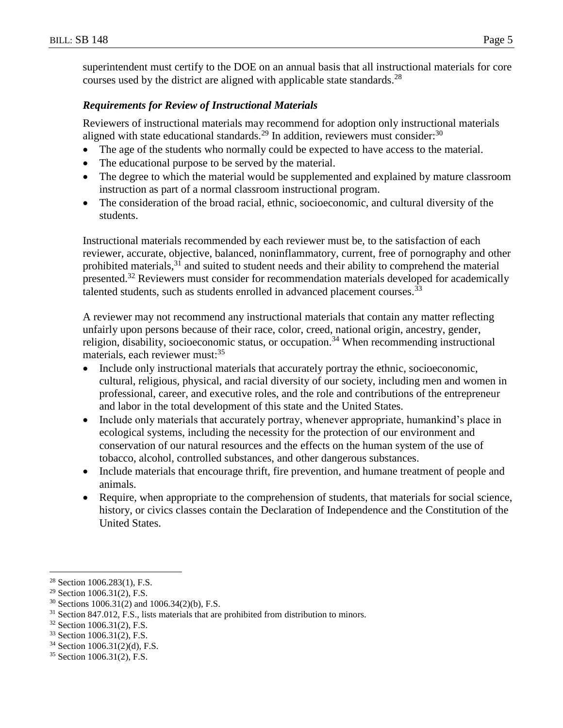superintendent must certify to the DOE on an annual basis that all instructional materials for core courses used by the district are aligned with applicable state standards.[28]

### *Requirements for Review of Instructional Materials*

Reviewers of instructional materials may recommend for adoption only instructional materials aligned with state educational standards.[29] In addition, reviewers must consider:[30]

- The age of the students who normally could be expected to have access to the material.
- The educational purpose to be served by the material.
- The degree to which the material would be supplemented and explained by mature classroom instruction as part of a normal classroom instructional program.
- The consideration of the broad racial, ethnic, socioeconomic, and cultural diversity of the students.

Instructional materials recommended by each reviewer must be, to the satisfaction of each reviewer, accurate, objective, balanced, noninflammatory, current, free of pornography and other prohibited materials,[31] and suited to student needs and their ability to comprehend the material presented.[32] Reviewers must consider for recommendation materials developed for academically talented students, such as students enrolled in advanced placement courses.[33]

A reviewer may not recommend any instructional materials that contain any matter reflecting unfairly upon persons because of their race, color, creed, national origin, ancestry, gender, religion, disability, socioeconomic status, or occupation.[34] When recommending instructional materials, each reviewer must:[35]

- Include only instructional materials that accurately portray the ethnic, socioeconomic, cultural, religious, physical, and racial diversity of our society, including men and women in professional, career, and executive roles, and the role and contributions of the entrepreneur and labor in the total development of this state and the United States.
- Include only materials that accurately portray, whenever appropriate, humankind's place in ecological systems, including the necessity for the protection of our environment and conservation of our natural resources and the effects on the human system of the use of tobacco, alcohol, controlled substances, and other dangerous substances.
- Include materials that encourage thrift, fire prevention, and humane treatment of people and animals.
- Require, when appropriate to the comprehension of students, that materials for social science, history, or civics classes contain the Declaration of Independence and the Constitution of the United States.

---

[28] Section 1006.283(1), F.S.
[29] Section 1006.31(2), F.S.
[30] Sections 1006.31(2) and 1006.34(2)(b), F.S.
[31] Section 847.012, F.S., lists materials that are prohibited from distribution to minors.
[32] Section 1006.31(2), F.S.
[33] Section 1006.31(2), F.S.
[34] Section 1006.31(2)(d), F.S.
[35] Section 1006.31(2), F.S.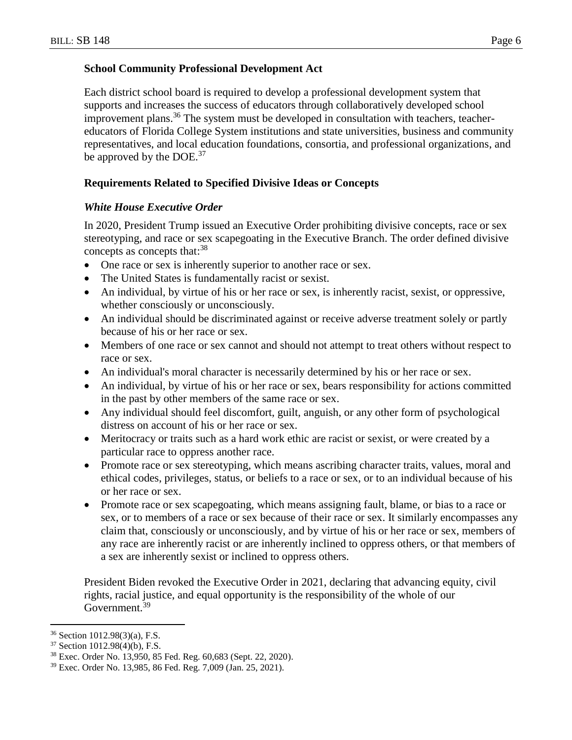### School Community Professional Development Act

Each district school board is required to develop a professional development system that supports and increases the success of educators through collaboratively developed school improvement plans.[36] The system must be developed in consultation with teachers, teacher-educators of Florida College System institutions and state universities, business and community representatives, and local education foundations, consortia, and professional organizations, and be approved by the DOE.[37]

### Requirements Related to Specified Divisive Ideas or Concepts

#### *White House Executive Order*

In 2020, President Trump issued an Executive Order prohibiting divisive concepts, race or sex stereotyping, and race or sex scapegoating in the Executive Branch. The order defined divisive concepts as concepts that:[38]

- One race or sex is inherently superior to another race or sex.
- The United States is fundamentally racist or sexist.
- An individual, by virtue of his or her race or sex, is inherently racist, sexist, or oppressive, whether consciously or unconsciously.
- An individual should be discriminated against or receive adverse treatment solely or partly because of his or her race or sex.
- Members of one race or sex cannot and should not attempt to treat others without respect to race or sex.
- An individual's moral character is necessarily determined by his or her race or sex.
- An individual, by virtue of his or her race or sex, bears responsibility for actions committed in the past by other members of the same race or sex.
- Any individual should feel discomfort, guilt, anguish, or any other form of psychological distress on account of his or her race or sex.
- Meritocracy or traits such as a hard work ethic are racist or sexist, or were created by a particular race to oppress another race.
- Promote race or sex stereotyping, which means ascribing character traits, values, moral and ethical codes, privileges, status, or beliefs to a race or sex, or to an individual because of his or her race or sex.
- Promote race or sex scapegoating, which means assigning fault, blame, or bias to a race or sex, or to members of a race or sex because of their race or sex. It similarly encompasses any claim that, consciously or unconsciously, and by virtue of his or her race or sex, members of any race are inherently racist or are inherently inclined to oppress others, or that members of a sex are inherently sexist or inclined to oppress others.

President Biden revoked the Executive Order in 2021, declaring that advancing equity, civil rights, racial justice, and equal opportunity is the responsibility of the whole of our Government.[39]

---

[36] Section 1012.98(3)(a), F.S.

[37] Section 1012.98(4)(b), F.S.

[38] Exec. Order No. 13,950, 85 Fed. Reg. 60,683 (Sept. 22, 2020).

[39] Exec. Order No. 13,985, 86 Fed. Reg. 7,009 (Jan. 25, 2021).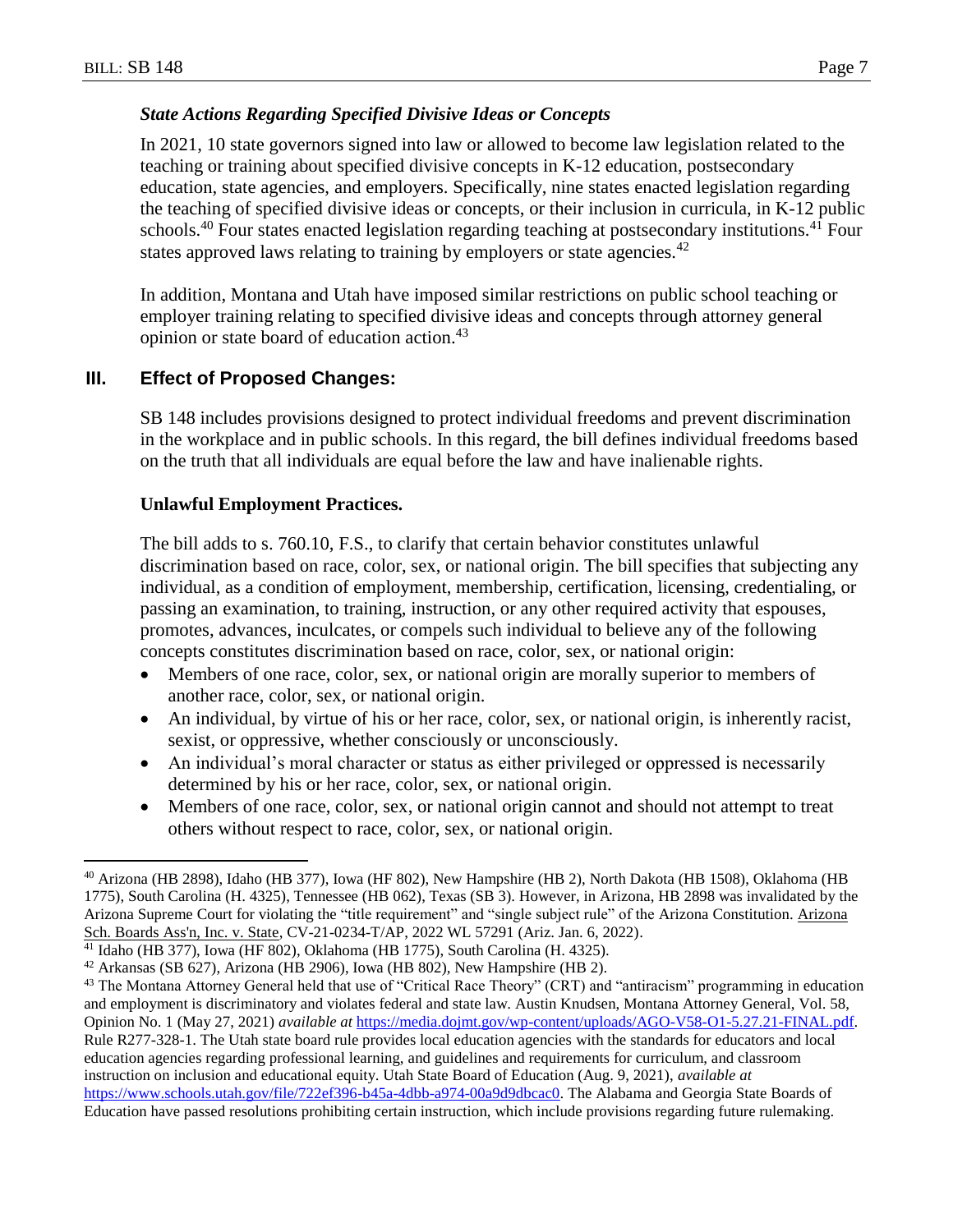### *State Actions Regarding Specified Divisive Ideas or Concepts*

In 2021, 10 state governors signed into law or allowed to become law legislation related to the teaching or training about specified divisive concepts in K-12 education, postsecondary education, state agencies, and employers. Specifically, nine states enacted legislation regarding the teaching of specified divisive ideas or concepts, or their inclusion in curricula, in K-12 public schools.[40] Four states enacted legislation regarding teaching at postsecondary institutions.[41] Four states approved laws relating to training by employers or state agencies.[42]

In addition, Montana and Utah have imposed similar restrictions on public school teaching or employer training relating to specified divisive ideas and concepts through attorney general opinion or state board of education action.[43]

## III. Effect of Proposed Changes:

SB 148 includes provisions designed to protect individual freedoms and prevent discrimination in the workplace and in public schools. In this regard, the bill defines individual freedoms based on the truth that all individuals are equal before the law and have inalienable rights.

**Unlawful Employment Practices.**

The bill adds to s. 760.10, F.S., to clarify that certain behavior constitutes unlawful discrimination based on race, color, sex, or national origin. The bill specifies that subjecting any individual, as a condition of employment, membership, certification, licensing, credentialing, or passing an examination, to training, instruction, or any other required activity that espouses, promotes, advances, inculcates, or compels such individual to believe any of the following concepts constitutes discrimination based on race, color, sex, or national origin:

- Members of one race, color, sex, or national origin are morally superior to members of another race, color, sex, or national origin.
- An individual, by virtue of his or her race, color, sex, or national origin, is inherently racist, sexist, or oppressive, whether consciously or unconsciously.
- An individual's moral character or status as either privileged or oppressed is necessarily determined by his or her race, color, sex, or national origin.
- Members of one race, color, sex, or national origin cannot and should not attempt to treat others without respect to race, color, sex, or national origin.

---

[40] Arizona (HB 2898), Idaho (HB 377), Iowa (HF 802), New Hampshire (HB 2), North Dakota (HB 1508), Oklahoma (HB 1775), South Carolina (H. 4325), Tennessee (HB 062), Texas (SB 3). However, in Arizona, HB 2898 was invalidated by the Arizona Supreme Court for violating the "title requirement" and "single subject rule" of the Arizona Constitution. Arizona Sch. Boards Ass'n, Inc. v. State, CV-21-0234-T/AP, 2022 WL 57291 (Ariz. Jan. 6, 2022).

[41] Idaho (HB 377), Iowa (HF 802), Oklahoma (HB 1775), South Carolina (H. 4325).

[42] Arkansas (SB 627), Arizona (HB 2906), Iowa (HB 802), New Hampshire (HB 2).

[43] The Montana Attorney General held that use of "Critical Race Theory" (CRT) and "antiracism" programming in education and employment is discriminatory and violates federal and state law. Austin Knudsen, Montana Attorney General, Vol. 58, Opinion No. 1 (May 27, 2021) *available at* https://media.dojmt.gov/wp-content/uploads/AGO-V58-O1-5.27.21-FINAL.pdf. Rule R277-328-1. The Utah state board rule provides local education agencies with the standards for educators and local education agencies regarding professional learning, and guidelines and requirements for curriculum, and classroom instruction on inclusion and educational equity. Utah State Board of Education (Aug. 9, 2021), *available at* https://www.schools.utah.gov/file/722ef396-b45a-4dbb-a974-00a9d9dbcac0. The Alabama and Georgia State Boards of Education have passed resolutions prohibiting certain instruction, which include provisions regarding future rulemaking.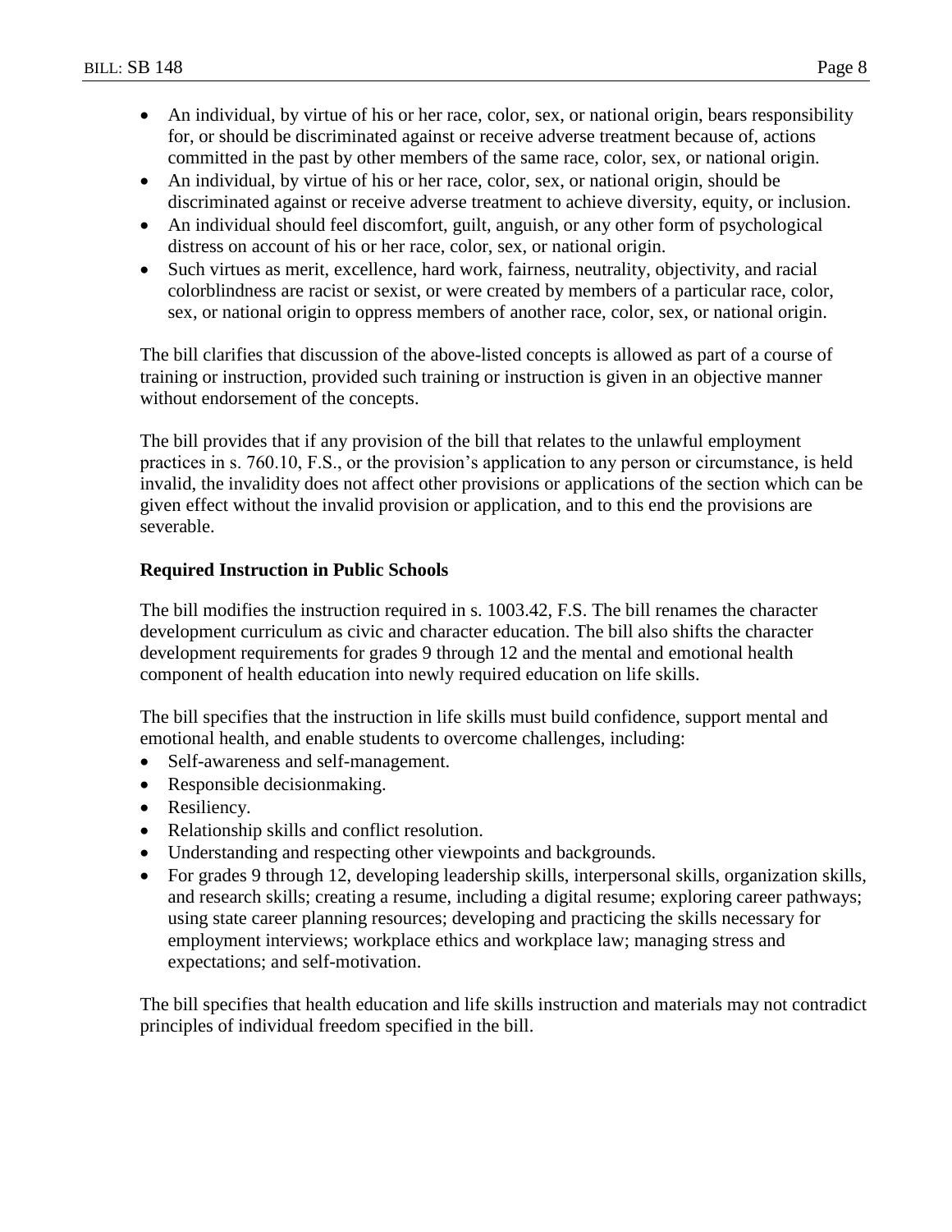- An individual, by virtue of his or her race, color, sex, or national origin, bears responsibility for, or should be discriminated against or receive adverse treatment because of, actions committed in the past by other members of the same race, color, sex, or national origin.
- An individual, by virtue of his or her race, color, sex, or national origin, should be discriminated against or receive adverse treatment to achieve diversity, equity, or inclusion.
- An individual should feel discomfort, guilt, anguish, or any other form of psychological distress on account of his or her race, color, sex, or national origin.
- Such virtues as merit, excellence, hard work, fairness, neutrality, objectivity, and racial colorblindness are racist or sexist, or were created by members of a particular race, color, sex, or national origin to oppress members of another race, color, sex, or national origin.

The bill clarifies that discussion of the above-listed concepts is allowed as part of a course of training or instruction, provided such training or instruction is given in an objective manner without endorsement of the concepts.

The bill provides that if any provision of the bill that relates to the unlawful employment practices in s. 760.10, F.S., or the provision's application to any person or circumstance, is held invalid, the invalidity does not affect other provisions or applications of the section which can be given effect without the invalid provision or application, and to this end the provisions are severable.

**Required Instruction in Public Schools**

The bill modifies the instruction required in s. 1003.42, F.S. The bill renames the character development curriculum as civic and character education. The bill also shifts the character development requirements for grades 9 through 12 and the mental and emotional health component of health education into newly required education on life skills.

The bill specifies that the instruction in life skills must build confidence, support mental and emotional health, and enable students to overcome challenges, including:

- Self-awareness and self-management.
- Responsible decisionmaking.
- Resiliency.
- Relationship skills and conflict resolution.
- Understanding and respecting other viewpoints and backgrounds.
- For grades 9 through 12, developing leadership skills, interpersonal skills, organization skills, and research skills; creating a resume, including a digital resume; exploring career pathways; using state career planning resources; developing and practicing the skills necessary for employment interviews; workplace ethics and workplace law; managing stress and expectations; and self-motivation.

The bill specifies that health education and life skills instruction and materials may not contradict principles of individual freedom specified in the bill.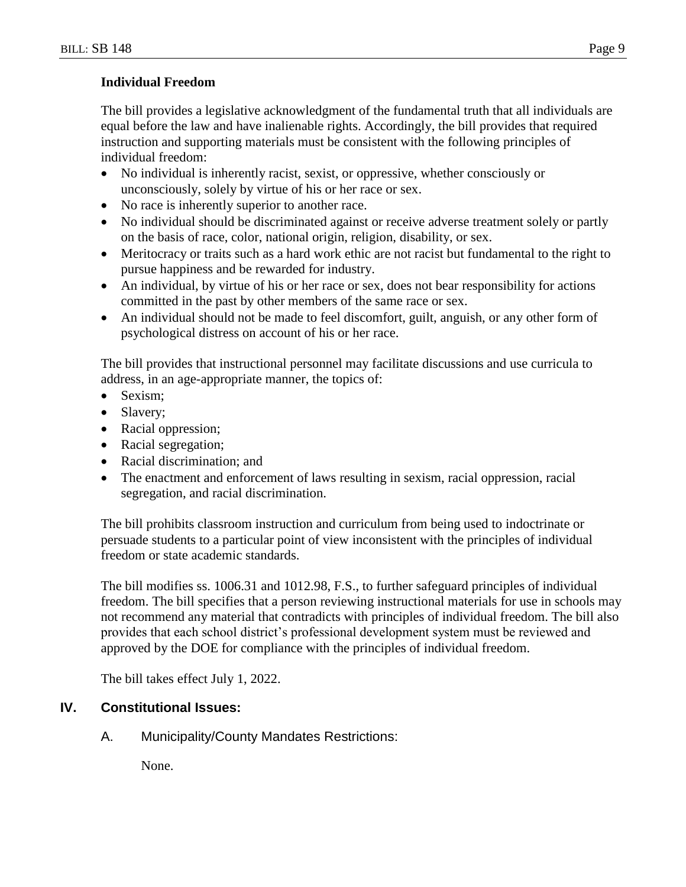**Individual Freedom**

The bill provides a legislative acknowledgment of the fundamental truth that all individuals are equal before the law and have inalienable rights. Accordingly, the bill provides that required instruction and supporting materials must be consistent with the following principles of individual freedom:

- No individual is inherently racist, sexist, or oppressive, whether consciously or unconsciously, solely by virtue of his or her race or sex.
- No race is inherently superior to another race.
- No individual should be discriminated against or receive adverse treatment solely or partly on the basis of race, color, national origin, religion, disability, or sex.
- Meritocracy or traits such as a hard work ethic are not racist but fundamental to the right to pursue happiness and be rewarded for industry.
- An individual, by virtue of his or her race or sex, does not bear responsibility for actions committed in the past by other members of the same race or sex.
- An individual should not be made to feel discomfort, guilt, anguish, or any other form of psychological distress on account of his or her race.

The bill provides that instructional personnel may facilitate discussions and use curricula to address, in an age-appropriate manner, the topics of:

- Sexism;
- Slavery;
- Racial oppression;
- Racial segregation;
- Racial discrimination; and
- The enactment and enforcement of laws resulting in sexism, racial oppression, racial segregation, and racial discrimination.

The bill prohibits classroom instruction and curriculum from being used to indoctrinate or persuade students to a particular point of view inconsistent with the principles of individual freedom or state academic standards.

The bill modifies ss. 1006.31 and 1012.98, F.S., to further safeguard principles of individual freedom. The bill specifies that a person reviewing instructional materials for use in schools may not recommend any material that contradicts with principles of individual freedom. The bill also provides that each school district's professional development system must be reviewed and approved by the DOE for compliance with the principles of individual freedom.

The bill takes effect July 1, 2022.

## IV. Constitutional Issues:

### A. Municipality/County Mandates Restrictions:

None.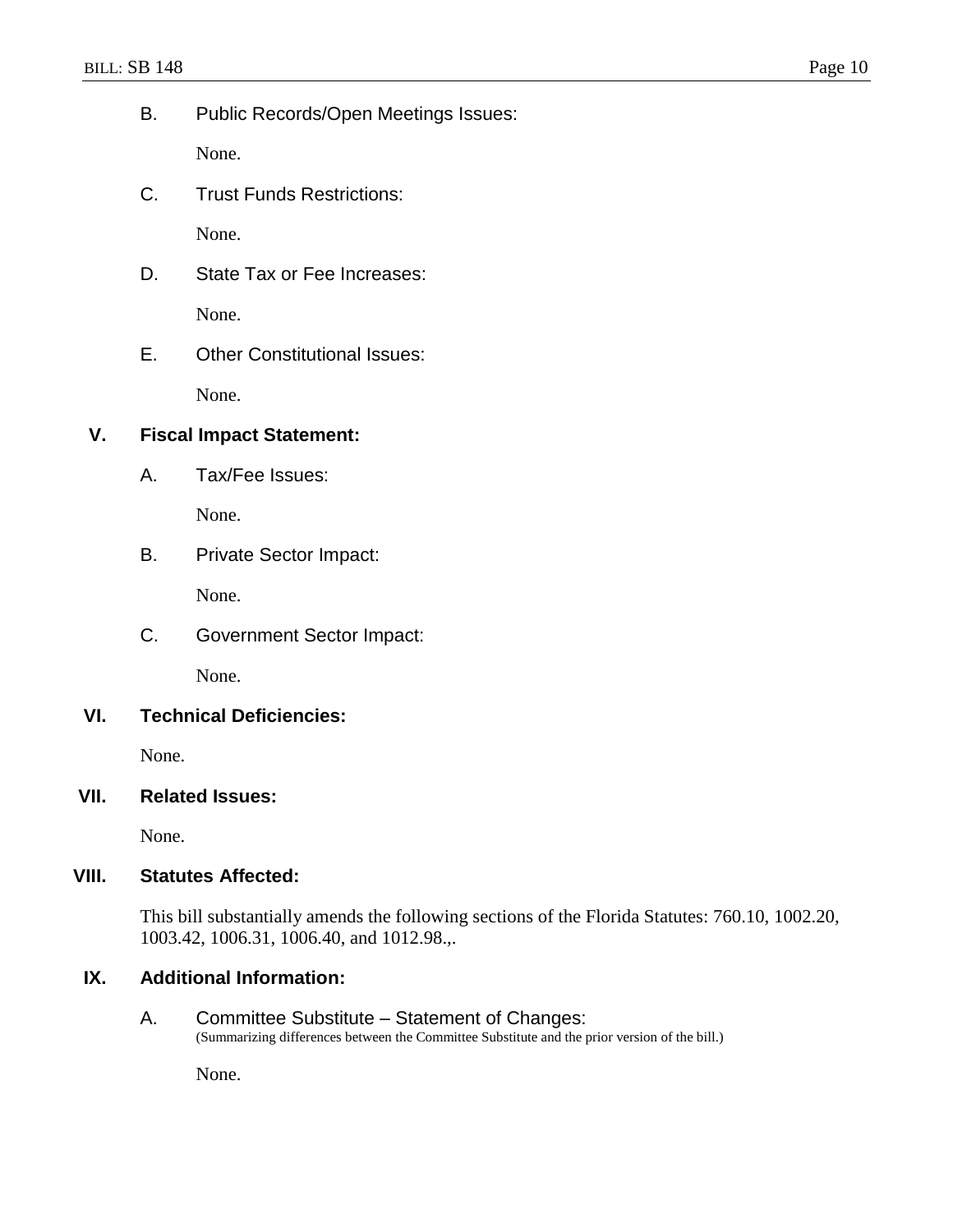B. Public Records/Open Meetings Issues:

None.

C. Trust Funds Restrictions:

None.

D. State Tax or Fee Increases:

None.

E. Other Constitutional Issues:

None.

## V. Fiscal Impact Statement:

A. Tax/Fee Issues:

None.

B. Private Sector Impact:

None.

C. Government Sector Impact:

None.

## VI. Technical Deficiencies:

None.

## VII. Related Issues:

None.

## VIII. Statutes Affected:

This bill substantially amends the following sections of the Florida Statutes: 760.10, 1002.20, 1003.42, 1006.31, 1006.40, and 1012.98.,.

## IX. Additional Information:

A. Committee Substitute – Statement of Changes:
(Summarizing differences between the Committee Substitute and the prior version of the bill.)

None.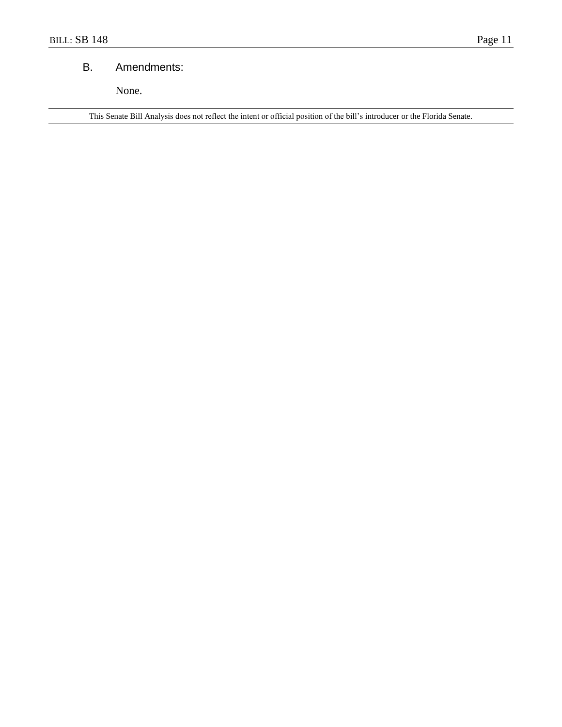## B. Amendments:

None.

This Senate Bill Analysis does not reflect the intent or official position of the bill's introducer or the Florida Senate.